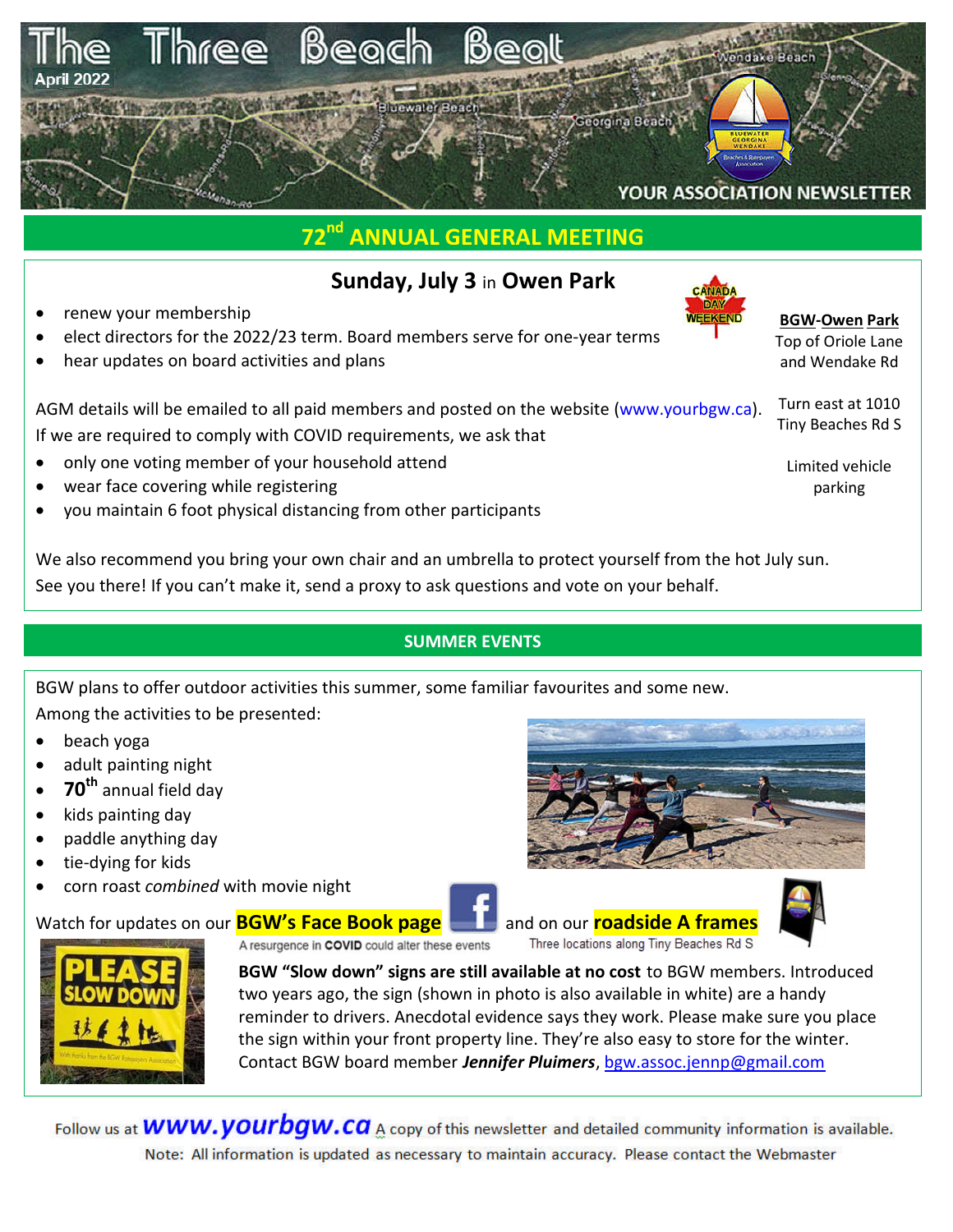# The Three Beach Beat

April 2022

YOUR ASSOCIATION NEWSLETTER

## 72nd ANNUAL GENERAL MEETING

### Sunday, July 3 in Owen Park

CANADA DAY WEEKEND

- renew your membership
- elect directors for the 2022/23 term. Board members serve for one-year terms
- hear updates on board activities and plans

**BGW-Owen Park**
Top of Oriole Lane and Wendake Rd

Turn east at 1010 Tiny Beaches Rd S

Limited vehicle parking

AGM details will be emailed to all paid members and posted on the website (www.yourbgw.ca).
If we are required to comply with COVID requirements, we ask that

- only one voting member of your household attend
- wear face covering while registering
- you maintain 6 foot physical distancing from other participants

We also recommend you bring your own chair and an umbrella to protect yourself from the hot July sun.
See you there! If you can't make it, send a proxy to ask questions and vote on your behalf.

## SUMMER EVENTS

BGW plans to offer outdoor activities this summer, some familiar favourites and some new.
Among the activities to be presented:

- beach yoga
- adult painting night
- **70th** annual field day
- kids painting day
- paddle anything day
- tie-dying for kids
- corn roast *combined* with movie night

Watch for updates on our **BGW's Face Book page** and on our **roadside A frames**

A resurgence in **COVID** could alter these events

Three locations along Tiny Beaches Rd S

**BGW "Slow down" signs are still available at no cost** to BGW members. Introduced two years ago, the sign (shown in photo is also available in white) are a handy reminder to drivers. Anecdotal evidence says they work. Please make sure you place the sign within your front property line. They're also easy to store for the winter. Contact BGW board member ***Jennifer Pluimers***, bgw.assoc.jennp@gmail.com

Follow us at **www.yourbgw.ca** A copy of this newsletter and detailed community information is available.
Note: All information is updated as necessary to maintain accuracy. Please contact the Webmaster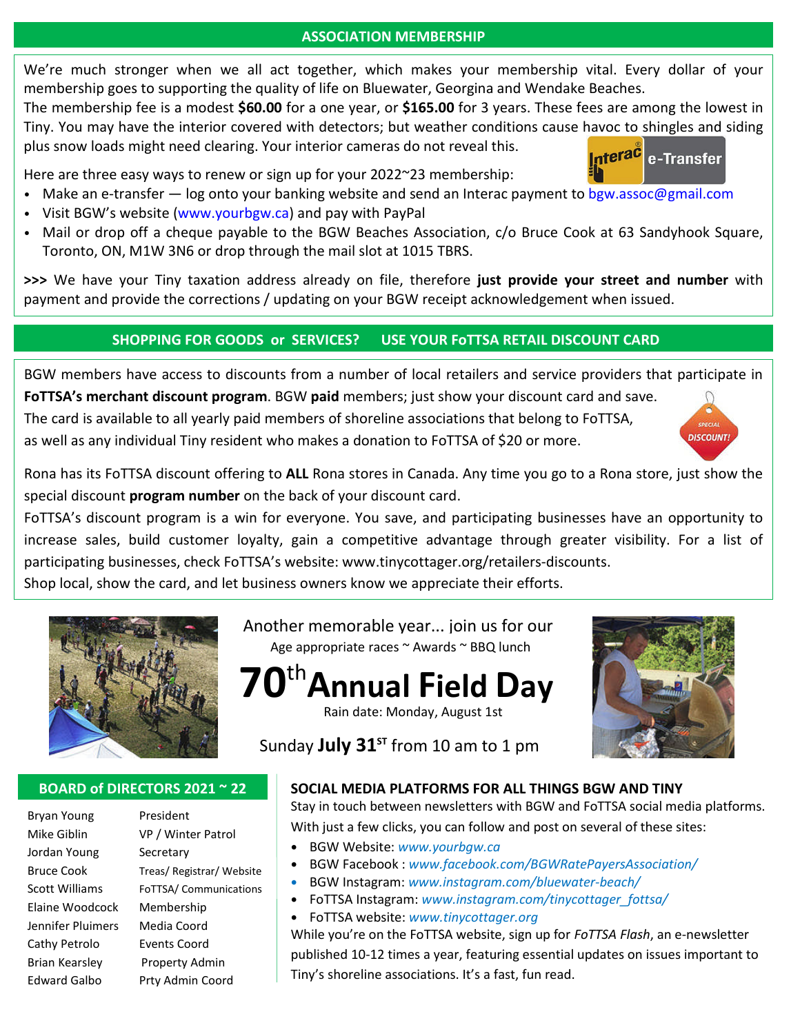## ASSOCIATION MEMBERSHIP

We're much stronger when we all act together, which makes your membership vital. Every dollar of your membership goes to supporting the quality of life on Bluewater, Georgina and Wendake Beaches.

The membership fee is a modest **$60.00** for a one year, or **$165.00** for 3 years. These fees are among the lowest in Tiny. You may have the interior covered with detectors; but weather conditions cause havoc to shingles and siding plus snow loads might need clearing. Your interior cameras do not reveal this.

Here are three easy ways to renew or sign up for your 2022~23 membership:

- Make an e-transfer — log onto your banking website and send an Interac payment to bgw.assoc@gmail.com
- Visit BGW's website (www.yourbgw.ca) and pay with PayPal
- Mail or drop off a cheque payable to the BGW Beaches Association, c/o Bruce Cook at 63 Sandyhook Square, Toronto, ON, M1W 3N6 or drop through the mail slot at 1015 TBRS.

**>>>** We have your Tiny taxation address already on file, therefore **just provide your street and number** with payment and provide the corrections / updating on your BGW receipt acknowledgement when issued.

## SHOPPING FOR GOODS or SERVICES? USE YOUR FoTTSA RETAIL DISCOUNT CARD

BGW members have access to discounts from a number of local retailers and service providers that participate in **FoTTSA's merchant discount program**. BGW **paid** members; just show your discount card and save. The card is available to all yearly paid members of shoreline associations that belong to FoTTSA, as well as any individual Tiny resident who makes a donation to FoTTSA of $20 or more.

Rona has its FoTTSA discount offering to **ALL** Rona stores in Canada. Any time you go to a Rona store, just show the special discount **program number** on the back of your discount card.

FoTTSA's discount program is a win for everyone. You save, and participating businesses have an opportunity to increase sales, build customer loyalty, gain a competitive advantage through greater visibility. For a list of participating businesses, check FoTTSA's website: www.tinycottager.org/retailers-discounts.

Shop local, show the card, and let business owners know we appreciate their efforts.

Another memorable year... join us for our

Age appropriate races ~ Awards ~ BBQ lunch

# 70th Annual Field Day

Rain date: Monday, August 1st

Sunday **July 31st** from 10 am to 1 pm

## BOARD of DIRECTORS 2021 ~ 22

| | |
|---|---|
| Bryan Young | President |
| Mike Giblin | VP / Winter Patrol |
| Jordan Young | Secretary |
| Bruce Cook | Treas/ Registrar/ Website |
| Scott Williams | FoTTSA/ Communications |
| Elaine Woodcock | Membership |
| Jennifer Pluimers | Media Coord |
| Cathy Petrolo | Events Coord |
| Brian Kearsley | Property Admin |
| Edward Galbo | Prty Admin Coord |

## SOCIAL MEDIA PLATFORMS FOR ALL THINGS BGW AND TINY

Stay in touch between newsletters with BGW and FoTTSA social media platforms. With just a few clicks, you can follow and post on several of these sites:

- BGW Website: *www.yourbgw.ca*
- BGW Facebook : *www.facebook.com/BGWRatePayersAssociation/*
- BGW Instagram: *www.instagram.com/bluewater-beach/*
- FoTTSA Instagram: *www.instagram.com/tinycottager_fottsa/*
- FoTTSA website: *www.tinycottager.org*

While you're on the FoTTSA website, sign up for *FoTTSA Flash*, an e-newsletter published 10-12 times a year, featuring essential updates on issues important to Tiny's shoreline associations. It's a fast, fun read.